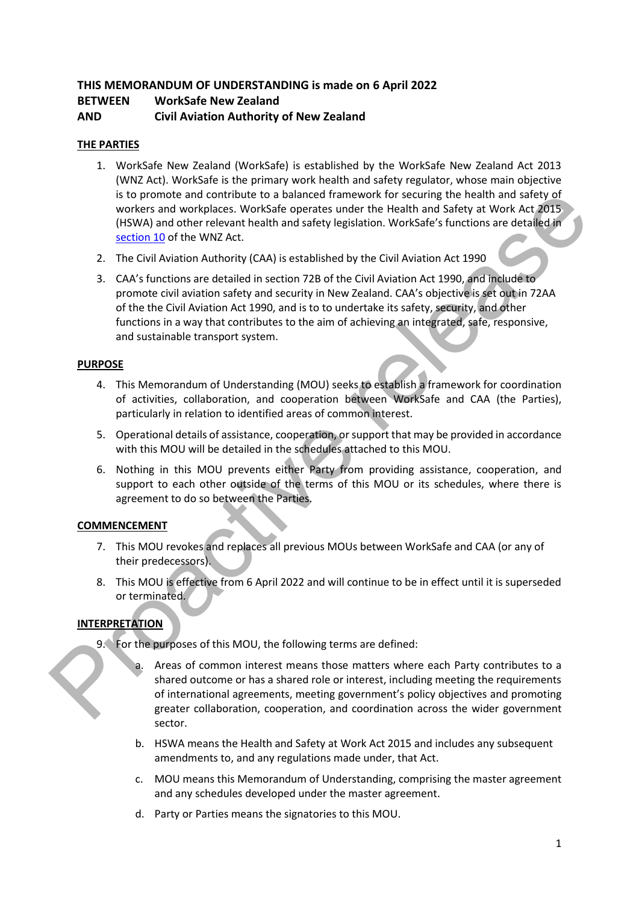**THIS MEMORANDUM OF UNDERSTANDING is made on 6 April 2022**
**BETWEEN WorkSafe New Zealand**
**AND Civil Aviation Authority of New Zealand**

## THE PARTIES

1. WorkSafe New Zealand (WorkSafe) is established by the WorkSafe New Zealand Act 2013 (WNZ Act). WorkSafe is the primary work health and safety regulator, whose main objective is to promote and contribute to a balanced framework for securing the health and safety of workers and workplaces. WorkSafe operates under the Health and Safety at Work Act 2015 (HSWA) and other relevant health and safety legislation. WorkSafe's functions are detailed in section 10 of the WNZ Act.
2. The Civil Aviation Authority (CAA) is established by the Civil Aviation Act 1990
3. CAA's functions are detailed in section 72B of the Civil Aviation Act 1990, and include to promote civil aviation safety and security in New Zealand. CAA's objective is set out in 72AA of the the Civil Aviation Act 1990, and is to to undertake its safety, security, and other functions in a way that contributes to the aim of achieving an integrated, safe, responsive, and sustainable transport system.

## PURPOSE

4. This Memorandum of Understanding (MOU) seeks to establish a framework for coordination of activities, collaboration, and cooperation between WorkSafe and CAA (the Parties), particularly in relation to identified areas of common interest.
5. Operational details of assistance, cooperation, or support that may be provided in accordance with this MOU will be detailed in the schedules attached to this MOU.
6. Nothing in this MOU prevents either Party from providing assistance, cooperation, and support to each other outside of the terms of this MOU or its schedules, where there is agreement to do so between the Parties.

## COMMENCEMENT

7. This MOU revokes and replaces all previous MOUs between WorkSafe and CAA (or any of their predecessors).
8. This MOU is effective from 6 April 2022 and will continue to be in effect until it is superseded or terminated.

## INTERPRETATION

9. For the purposes of this MOU, the following terms are defined:
   a. Areas of common interest means those matters where each Party contributes to a shared outcome or has a shared role or interest, including meeting the requirements of international agreements, meeting government's policy objectives and promoting greater collaboration, cooperation, and coordination across the wider government sector.
   b. HSWA means the Health and Safety at Work Act 2015 and includes any subsequent amendments to, and any regulations made under, that Act.
   c. MOU means this Memorandum of Understanding, comprising the master agreement and any schedules developed under the master agreement.
   d. Party or Parties means the signatories to this MOU.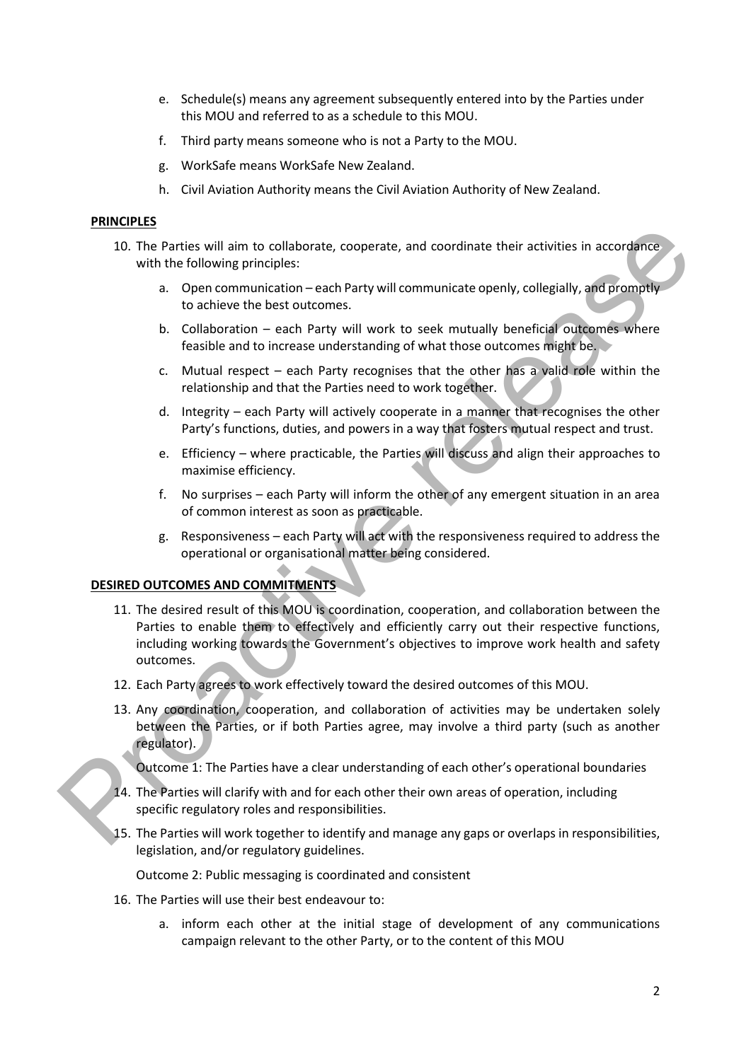e. Schedule(s) means any agreement subsequently entered into by the Parties under this MOU and referred to as a schedule to this MOU.

f. Third party means someone who is not a Party to the MOU.

g. WorkSafe means WorkSafe New Zealand.

h. Civil Aviation Authority means the Civil Aviation Authority of New Zealand.

**PRINCIPLES**

10. The Parties will aim to collaborate, cooperate, and coordinate their activities in accordance with the following principles:

    a. Open communication – each Party will communicate openly, collegially, and promptly to achieve the best outcomes.

    b. Collaboration – each Party will work to seek mutually beneficial outcomes where feasible and to increase understanding of what those outcomes might be.

    c. Mutual respect – each Party recognises that the other has a valid role within the relationship and that the Parties need to work together.

    d. Integrity – each Party will actively cooperate in a manner that recognises the other Party's functions, duties, and powers in a way that fosters mutual respect and trust.

    e. Efficiency – where practicable, the Parties will discuss and align their approaches to maximise efficiency.

    f. No surprises – each Party will inform the other of any emergent situation in an area of common interest as soon as practicable.

    g. Responsiveness – each Party will act with the responsiveness required to address the operational or organisational matter being considered.

**DESIRED OUTCOMES AND COMMITMENTS**

11. The desired result of this MOU is coordination, cooperation, and collaboration between the Parties to enable them to effectively and efficiently carry out their respective functions, including working towards the Government's objectives to improve work health and safety outcomes.

12. Each Party agrees to work effectively toward the desired outcomes of this MOU.

13. Any coordination, cooperation, and collaboration of activities may be undertaken solely between the Parties, or if both Parties agree, may involve a third party (such as another regulator).

Outcome 1: The Parties have a clear understanding of each other's operational boundaries

14. The Parties will clarify with and for each other their own areas of operation, including specific regulatory roles and responsibilities.

15. The Parties will work together to identify and manage any gaps or overlaps in responsibilities, legislation, and/or regulatory guidelines.

Outcome 2: Public messaging is coordinated and consistent

16. The Parties will use their best endeavour to:

    a. inform each other at the initial stage of development of any communications campaign relevant to the other Party, or to the content of this MOU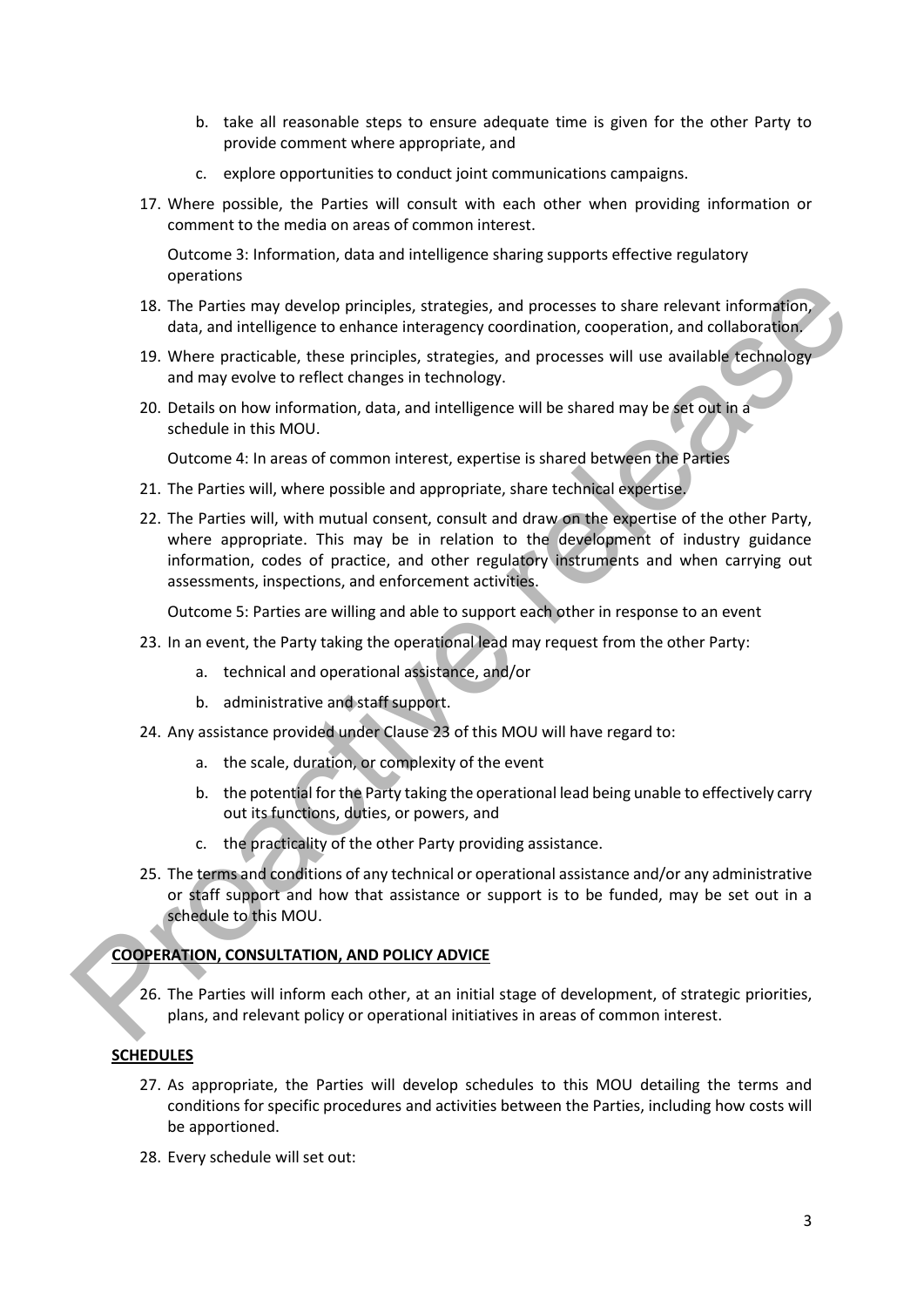b. take all reasonable steps to ensure adequate time is given for the other Party to provide comment where appropriate, and

   c. explore opportunities to conduct joint communications campaigns.

17. Where possible, the Parties will consult with each other when providing information or comment to the media on areas of common interest.

Outcome 3: Information, data and intelligence sharing supports effective regulatory operations

18. The Parties may develop principles, strategies, and processes to share relevant information, data, and intelligence to enhance interagency coordination, cooperation, and collaboration.

19. Where practicable, these principles, strategies, and processes will use available technology and may evolve to reflect changes in technology.

20. Details on how information, data, and intelligence will be shared may be set out in a schedule in this MOU.

Outcome 4: In areas of common interest, expertise is shared between the Parties

21. The Parties will, where possible and appropriate, share technical expertise.

22. The Parties will, with mutual consent, consult and draw on the expertise of the other Party, where appropriate. This may be in relation to the development of industry guidance information, codes of practice, and other regulatory instruments and when carrying out assessments, inspections, and enforcement activities.

Outcome 5: Parties are willing and able to support each other in response to an event

23. In an event, the Party taking the operational lead may request from the other Party:

   a. technical and operational assistance, and/or

   b. administrative and staff support.

24. Any assistance provided under Clause 23 of this MOU will have regard to:

   a. the scale, duration, or complexity of the event

   b. the potential for the Party taking the operational lead being unable to effectively carry out its functions, duties, or powers, and

   c. the practicality of the other Party providing assistance.

25. The terms and conditions of any technical or operational assistance and/or any administrative or staff support and how that assistance or support is to be funded, may be set out in a schedule to this MOU.

## COOPERATION, CONSULTATION, AND POLICY ADVICE

26. The Parties will inform each other, at an initial stage of development, of strategic priorities, plans, and relevant policy or operational initiatives in areas of common interest.

## SCHEDULES

27. As appropriate, the Parties will develop schedules to this MOU detailing the terms and conditions for specific procedures and activities between the Parties, including how costs will be apportioned.

28. Every schedule will set out: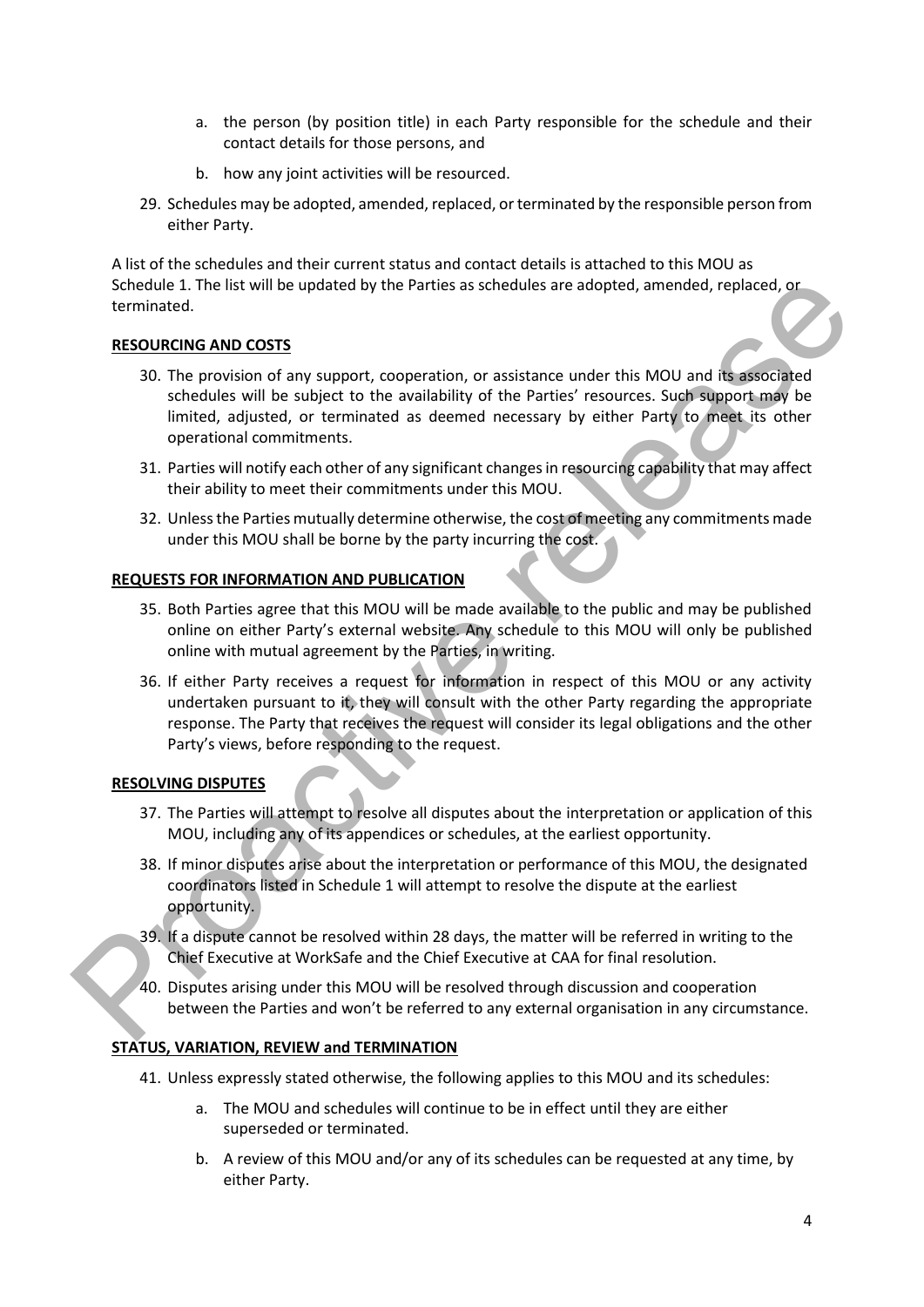a. the person (by position title) in each Party responsible for the schedule and their contact details for those persons, and

b. how any joint activities will be resourced.

29. Schedules may be adopted, amended, replaced, or terminated by the responsible person from either Party.

A list of the schedules and their current status and contact details is attached to this MOU as Schedule 1. The list will be updated by the Parties as schedules are adopted, amended, replaced, or terminated.

**RESOURCING AND COSTS**

30. The provision of any support, cooperation, or assistance under this MOU and its associated schedules will be subject to the availability of the Parties' resources. Such support may be limited, adjusted, or terminated as deemed necessary by either Party to meet its other operational commitments.

31. Parties will notify each other of any significant changes in resourcing capability that may affect their ability to meet their commitments under this MOU.

32. Unless the Parties mutually determine otherwise, the cost of meeting any commitments made under this MOU shall be borne by the party incurring the cost.

**REQUESTS FOR INFORMATION AND PUBLICATION**

35. Both Parties agree that this MOU will be made available to the public and may be published online on either Party's external website. Any schedule to this MOU will only be published online with mutual agreement by the Parties, in writing.

36. If either Party receives a request for information in respect of this MOU or any activity undertaken pursuant to it, they will consult with the other Party regarding the appropriate response. The Party that receives the request will consider its legal obligations and the other Party's views, before responding to the request.

**RESOLVING DISPUTES**

37. The Parties will attempt to resolve all disputes about the interpretation or application of this MOU, including any of its appendices or schedules, at the earliest opportunity.

38. If minor disputes arise about the interpretation or performance of this MOU, the designated coordinators listed in Schedule 1 will attempt to resolve the dispute at the earliest opportunity.

39. If a dispute cannot be resolved within 28 days, the matter will be referred in writing to the Chief Executive at WorkSafe and the Chief Executive at CAA for final resolution.

40. Disputes arising under this MOU will be resolved through discussion and cooperation between the Parties and won't be referred to any external organisation in any circumstance.

**STATUS, VARIATION, REVIEW and TERMINATION**

41. Unless expressly stated otherwise, the following applies to this MOU and its schedules:

    a. The MOU and schedules will continue to be in effect until they are either superseded or terminated.

    b. A review of this MOU and/or any of its schedules can be requested at any time, by either Party.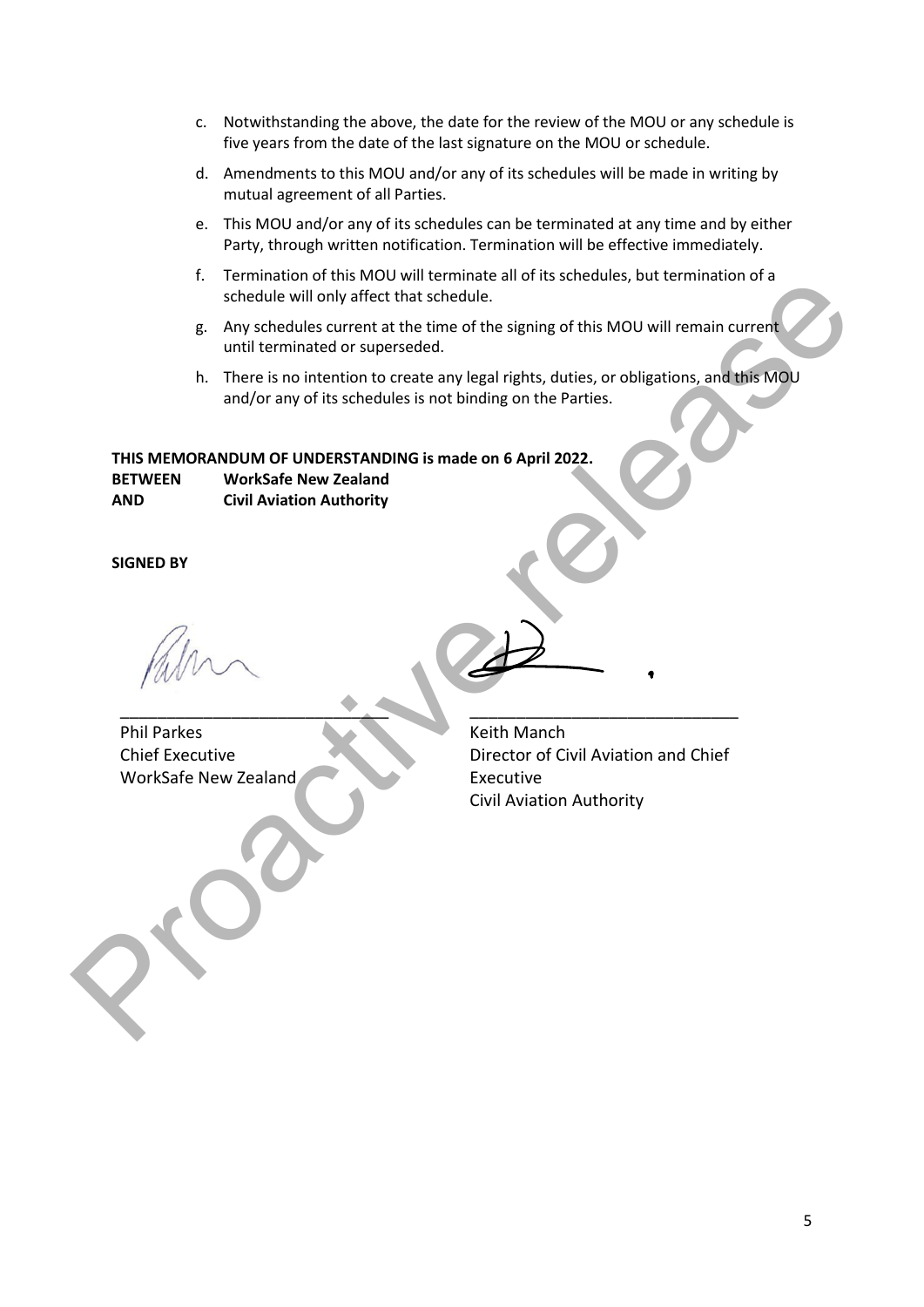c. Notwithstanding the above, the date for the review of the MOU or any schedule is five years from the date of the last signature on the MOU or schedule.

d. Amendments to this MOU and/or any of its schedules will be made in writing by mutual agreement of all Parties.

e. This MOU and/or any of its schedules can be terminated at any time and by either Party, through written notification. Termination will be effective immediately.

f. Termination of this MOU will terminate all of its schedules, but termination of a schedule will only affect that schedule.

g. Any schedules current at the time of the signing of this MOU will remain current until terminated or superseded.

h. There is no intention to create any legal rights, duties, or obligations, and this MOU and/or any of its schedules is not binding on the Parties.

**THIS MEMORANDUM OF UNDERSTANDING is made on 6 April 2022.**

**BETWEEN WorkSafe New Zealand**

**AND Civil Aviation Authority**

**SIGNED BY**

| | |
|---|---|
| \_\_\_\_\_\_\_\_\_\_\_\_\_\_\_\_\_\_\_\_\_\_\_\_\_\_\_\_\_\_ | \_\_\_\_\_\_\_\_\_\_\_\_\_\_\_\_\_\_\_\_\_\_\_\_\_\_\_\_\_\_ |
| Phil Parkes<br>Chief Executive<br>WorkSafe New Zealand | Keith Manch<br>Director of Civil Aviation and Chief Executive<br>Civil Aviation Authority |

Proactive release